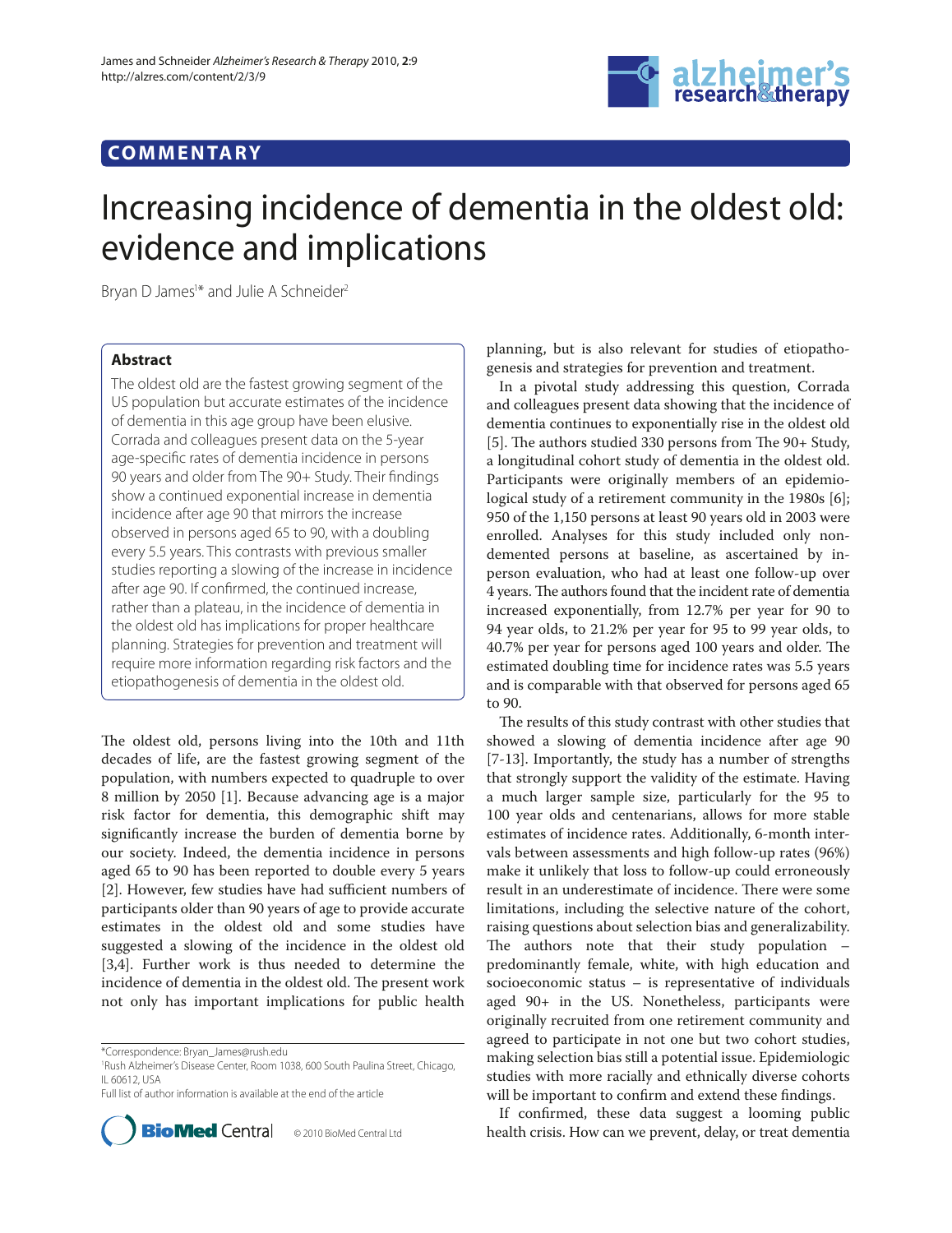COMMENTARY

# Increasing incidence of dementia in the oldest old: evidence and implications

Bryan D James[1]* and Julie A Schneider[2]

## Abstract

The oldest old are the fastest growing segment of the US population but accurate estimates of the incidence of dementia in this age group have been elusive. Corrada and colleagues present data on the 5-year age-specific rates of dementia incidence in persons 90 years and older from The 90+ Study. Their findings show a continued exponential increase in dementia incidence after age 90 that mirrors the increase observed in persons aged 65 to 90, with a doubling every 5.5 years. This contrasts with previous smaller studies reporting a slowing of the increase in incidence after age 90. If confirmed, the continued increase, rather than a plateau, in the incidence of dementia in the oldest old has implications for proper healthcare planning. Strategies for prevention and treatment will require more information regarding risk factors and the etiopathogenesis of dementia in the oldest old.

The oldest old, persons living into the 10th and 11th decades of life, are the fastest growing segment of the population, with numbers expected to quadruple to over 8 million by 2050 [1]. Because advancing age is a major risk factor for dementia, this demographic shift may significantly increase the burden of dementia borne by our society. Indeed, the dementia incidence in persons aged 65 to 90 has been reported to double every 5 years [2]. However, few studies have had sufficient numbers of participants older than 90 years of age to provide accurate estimates in the oldest old and some studies have suggested a slowing of the incidence in the oldest old [3,4]. Further work is thus needed to determine the incidence of dementia in the oldest old. The present work not only has important implications for public health planning, but is also relevant for studies of etiopathogenesis and strategies for prevention and treatment.

In a pivotal study addressing this question, Corrada and colleagues present data showing that the incidence of dementia continues to exponentially rise in the oldest old [5]. The authors studied 330 persons from The 90+ Study, a longitudinal cohort study of dementia in the oldest old. Participants were originally members of an epidemiological study of a retirement community in the 1980s [6]; 950 of the 1,150 persons at least 90 years old in 2003 were enrolled. Analyses for this study included only non-demented persons at baseline, as ascertained by in-person evaluation, who had at least one follow-up over 4 years. The authors found that the incident rate of dementia increased exponentially, from 12.7% per year for 90 to 94 year olds, to 21.2% per year for 95 to 99 year olds, to 40.7% per year for persons aged 100 years and older. The estimated doubling time for incidence rates was 5.5 years and is comparable with that observed for persons aged 65 to 90.

The results of this study contrast with other studies that showed a slowing of dementia incidence after age 90 [7-13]. Importantly, the study has a number of strengths that strongly support the validity of the estimate. Having a much larger sample size, particularly for the 95 to 100 year olds and centenarians, allows for more stable estimates of incidence rates. Additionally, 6-month intervals between assessments and high follow-up rates (96%) make it unlikely that loss to follow-up could erroneously result in an underestimate of incidence. There were some limitations, including the selective nature of the cohort, raising questions about selection bias and generalizability. The authors note that their study population – predominantly female, white, with high education and socioeconomic status – is representative of individuals aged 90+ in the US. Nonetheless, participants were originally recruited from one retirement community and agreed to participate in not one but two cohort studies, making selection bias still a potential issue. Epidemiologic studies with more racially and ethnically diverse cohorts will be important to confirm and extend these findings.

If confirmed, these data suggest a looming public health crisis. How can we prevent, delay, or treat dementia

*Correspondence: Bryan_James@rush.edu
[1]Rush Alzheimer's Disease Center, Room 1038, 600 South Paulina Street, Chicago, IL 60612, USA
Full list of author information is available at the end of the article

© 2010 BioMed Central Ltd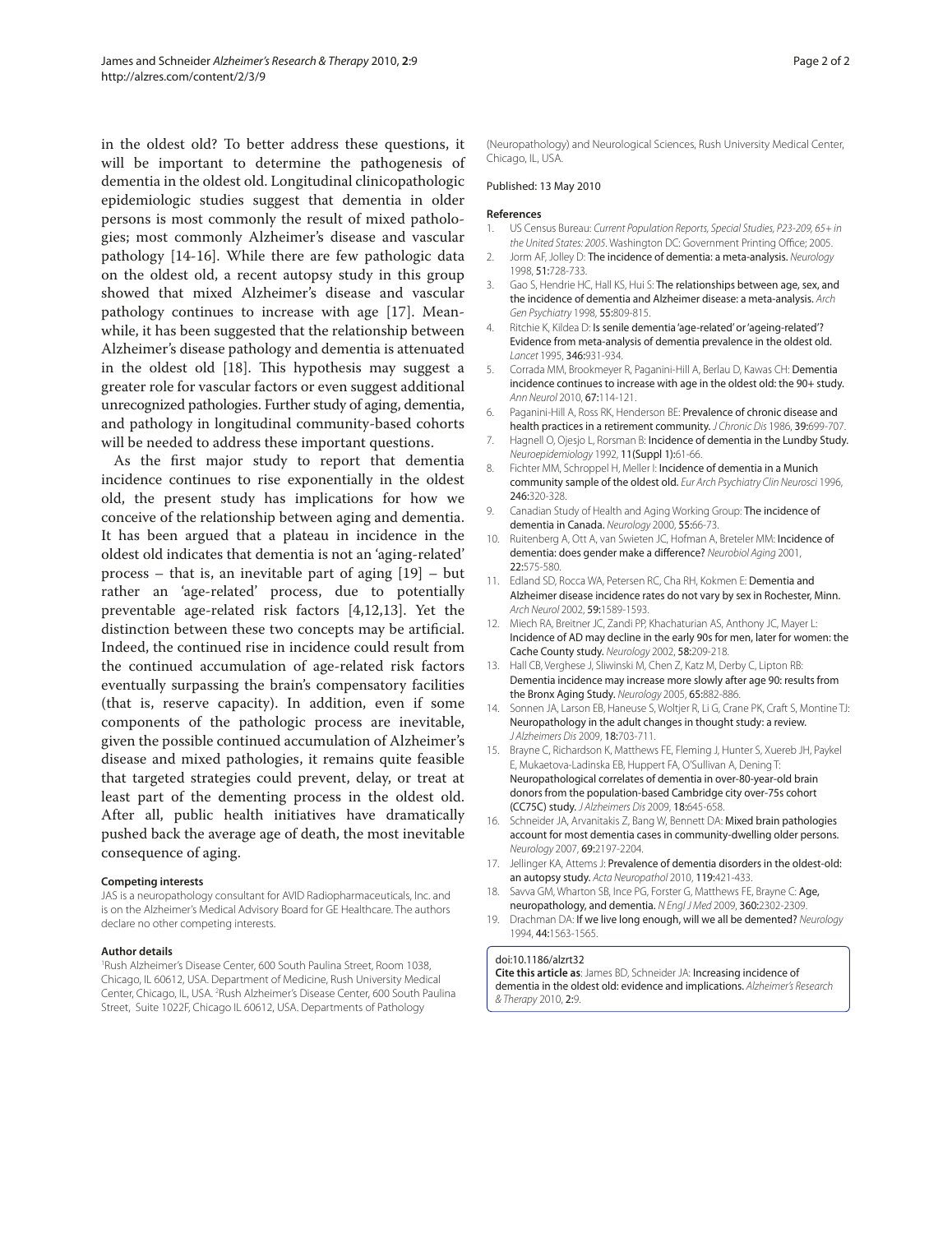in the oldest old? To better address these questions, it will be important to determine the pathogenesis of dementia in the oldest old. Longitudinal clinicopathologic epidemiologic studies suggest that dementia in older persons is most commonly the result of mixed pathologies; most commonly Alzheimer's disease and vascular pathology [14-16]. While there are few pathologic data on the oldest old, a recent autopsy study in this group showed that mixed Alzheimer's disease and vascular pathology continues to increase with age [17]. Meanwhile, it has been suggested that the relationship between Alzheimer's disease pathology and dementia is attenuated in the oldest old [18]. This hypothesis may suggest a greater role for vascular factors or even suggest additional unrecognized pathologies. Further study of aging, dementia, and pathology in longitudinal community-based cohorts will be needed to address these important questions.

As the first major study to report that dementia incidence continues to rise exponentially in the oldest old, the present study has implications for how we conceive of the relationship between aging and dementia. It has been argued that a plateau in incidence in the oldest old indicates that dementia is not an 'aging-related' process – that is, an inevitable part of aging [19] – but rather an 'age-related' process, due to potentially preventable age-related risk factors [4,12,13]. Yet the distinction between these two concepts may be artificial. Indeed, the continued rise in incidence could result from the continued accumulation of age-related risk factors eventually surpassing the brain's compensatory facilities (that is, reserve capacity). In addition, even if some components of the pathologic process are inevitable, given the possible continued accumulation of Alzheimer's disease and mixed pathologies, it remains quite feasible that targeted strategies could prevent, delay, or treat at least part of the dementing process in the oldest old. After all, public health initiatives have dramatically pushed back the average age of death, the most inevitable consequence of aging.

#### Competing interests

JAS is a neuropathology consultant for AVID Radiopharmaceuticals, Inc. and is on the Alzheimer's Medical Advisory Board for GE Healthcare. The authors declare no other competing interests.

#### Author details

[1]Rush Alzheimer's Disease Center, 600 South Paulina Street, Room 1038, Chicago, IL 60612, USA. Department of Medicine, Rush University Medical Center, Chicago, IL, USA. [2]Rush Alzheimer's Disease Center, 600 South Paulina Street, Suite 1022F, Chicago IL 60612, USA. Departments of Pathology (Neuropathology) and Neurological Sciences, Rush University Medical Center, Chicago, IL, USA.

Published: 13 May 2010

#### References

1. US Census Bureau: *Current Population Reports, Special Studies, P23-209, 65+ in the United States: 2005*. Washington DC: Government Printing Office; 2005.
2. Jorm AF, Jolley D: The incidence of dementia: a meta-analysis. *Neurology* 1998, **51**:728-733.
3. Gao S, Hendrie HC, Hall KS, Hui S: The relationships between age, sex, and the incidence of dementia and Alzheimer disease: a meta-analysis. *Arch Gen Psychiatry* 1998, **55**:809-815.
4. Ritchie K, Kildea D: Is senile dementia 'age-related' or 'ageing-related'? Evidence from meta-analysis of dementia prevalence in the oldest old. *Lancet* 1995, **346**:931-934.
5. Corrada MM, Brookmeyer R, Paganini-Hill A, Berlau D, Kawas CH: Dementia incidence continues to increase with age in the oldest old: the 90+ study. *Ann Neurol* 2010, **67**:114-121.
6. Paganini-Hill A, Ross RK, Henderson BE: Prevalence of chronic disease and health practices in a retirement community. *J Chronic Dis* 1986, **39**:699-707.
7. Hagnell O, Ojesjo L, Rorsman B: Incidence of dementia in the Lundby Study. *Neuroepidemiology* 1992, **11(Suppl 1)**:61-66.
8. Fichter MM, Schroppel H, Meller I: Incidence of dementia in a Munich community sample of the oldest old. *Eur Arch Psychiatry Clin Neurosci* 1996, **246**:320-328.
9. Canadian Study of Health and Aging Working Group: The incidence of dementia in Canada. *Neurology* 2000, **55**:66-73.
10. Ruitenberg A, Ott A, van Swieten JC, Hofman A, Breteler MM: Incidence of dementia: does gender make a difference? *Neurobiol Aging* 2001, **22**:575-580.
11. Edland SD, Rocca WA, Petersen RC, Cha RH, Kokmen E: Dementia and Alzheimer disease incidence rates do not vary by sex in Rochester, Minn. *Arch Neurol* 2002, **59**:1589-1593.
12. Miech RA, Breitner JC, Zandi PP, Khachaturian AS, Anthony JC, Mayer L: Incidence of AD may decline in the early 90s for men, later for women: the Cache County study. *Neurology* 2002, **58**:209-218.
13. Hall CB, Verghese J, Sliwinski M, Chen Z, Katz M, Derby C, Lipton RB: Dementia incidence may increase more slowly after age 90: results from the Bronx Aging Study. *Neurology* 2005, **65**:882-886.
14. Sonnen JA, Larson EB, Haneuse S, Woltjer R, Li G, Crane PK, Craft S, Montine TJ: Neuropathology in the adult changes in thought study: a review. *J Alzheimers Dis* 2009, **18**:703-711.
15. Brayne C, Richardson K, Matthews FE, Fleming J, Hunter S, Xuereb JH, Paykel E, Mukaetova-Ladinska EB, Huppert FA, O'Sullivan A, Dening T: Neuropathological correlates of dementia in over-80-year-old brain donors from the population-based Cambridge city over-75s cohort (CC75C) study. *J Alzheimers Dis* 2009, **18**:645-658.
16. Schneider JA, Arvanitakis Z, Bang W, Bennett DA: Mixed brain pathologies account for most dementia cases in community-dwelling older persons. *Neurology* 2007, **69**:2197-2204.
17. Jellinger KA, Attems J: Prevalence of dementia disorders in the oldest-old: an autopsy study. *Acta Neuropathol* 2010, **119**:421-433.
18. Savva GM, Wharton SB, Ince PG, Forster G, Matthews FE, Brayne C: Age, neuropathology, and dementia. *N Engl J Med* 2009, **360**:2302-2309.
19. Drachman DA: If we live long enough, will we all be demented? *Neurology* 1994, **44**:1563-1565.

doi:10.1186/alzrt32

**Cite this article as**: James BD, Schneider JA: Increasing incidence of dementia in the oldest old: evidence and implications. *Alzheimer's Research & Therapy* 2010, **2**:9.